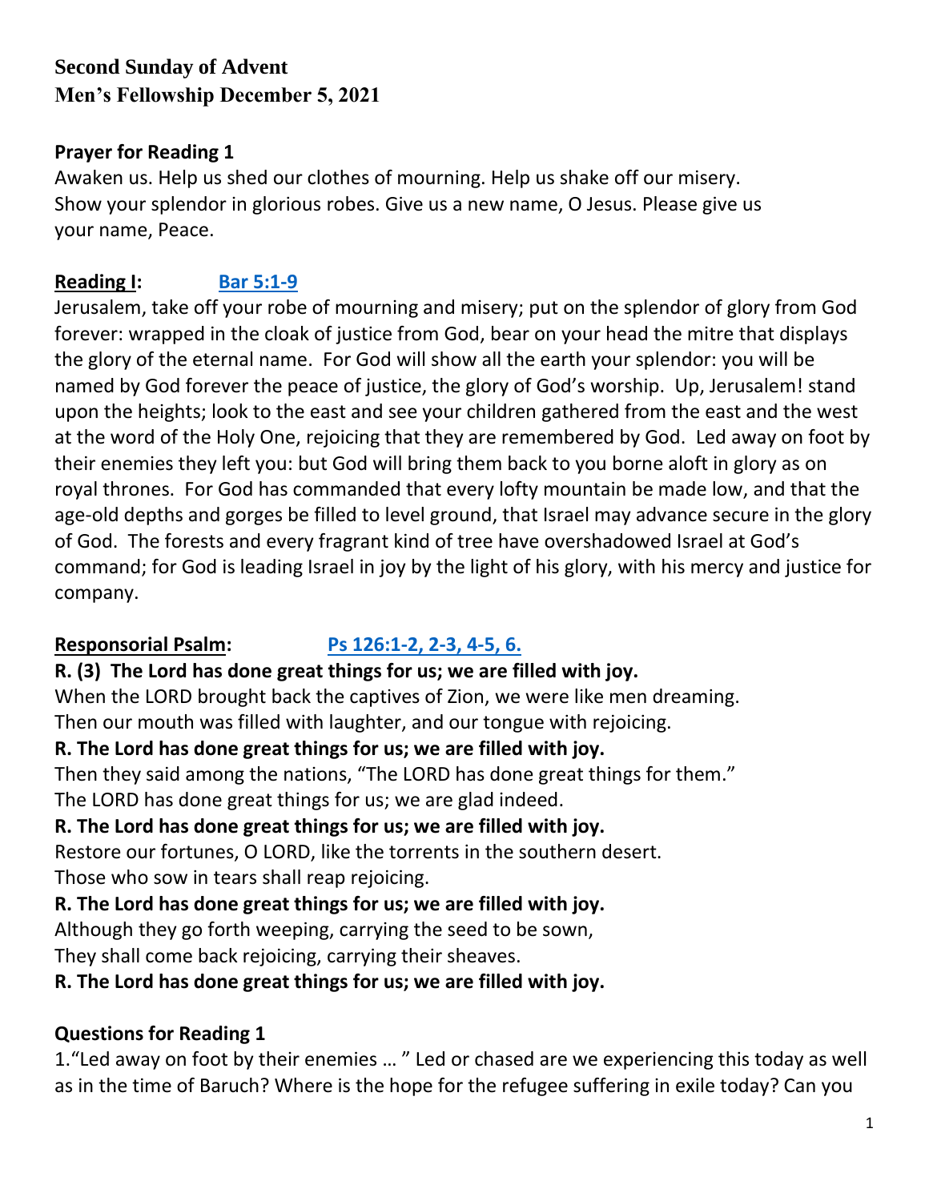# Second Sunday of Advent
## Men's Fellowship December 5, 2021

**Prayer for Reading 1**

Awaken us. Help us shed our clothes of mourning. Help us shake off our misery. Show your splendor in glorious robes. Give us a new name, O Jesus. Please give us your name, Peace.

**Reading I:** **Bar 5:1-9**

Jerusalem, take off your robe of mourning and misery; put on the splendor of glory from God forever: wrapped in the cloak of justice from God, bear on your head the mitre that displays the glory of the eternal name. For God will show all the earth your splendor: you will be named by God forever the peace of justice, the glory of God's worship. Up, Jerusalem! stand upon the heights; look to the east and see your children gathered from the east and the west at the word of the Holy One, rejoicing that they are remembered by God. Led away on foot by their enemies they left you: but God will bring them back to you borne aloft in glory as on royal thrones. For God has commanded that every lofty mountain be made low, and that the age-old depths and gorges be filled to level ground, that Israel may advance secure in the glory of God. The forests and every fragrant kind of tree have overshadowed Israel at God's command; for God is leading Israel in joy by the light of his glory, with his mercy and justice for company.

**Responsorial Psalm:** **Ps 126:1-2, 2-3, 4-5, 6.**

**R. (3) The Lord has done great things for us; we are filled with joy.**

When the LORD brought back the captives of Zion, we were like men dreaming.
Then our mouth was filled with laughter, and our tongue with rejoicing.

**R. The Lord has done great things for us; we are filled with joy.**

Then they said among the nations, "The LORD has done great things for them."
The LORD has done great things for us; we are glad indeed.

**R. The Lord has done great things for us; we are filled with joy.**

Restore our fortunes, O LORD, like the torrents in the southern desert.
Those who sow in tears shall reap rejoicing.

**R. The Lord has done great things for us; we are filled with joy.**

Although they go forth weeping, carrying the seed to be sown,
They shall come back rejoicing, carrying their sheaves.

**R. The Lord has done great things for us; we are filled with joy.**

**Questions for Reading 1**

1. "Led away on foot by their enemies … " Led or chased are we experiencing this today as well as in the time of Baruch? Where is the hope for the refugee suffering in exile today? Can you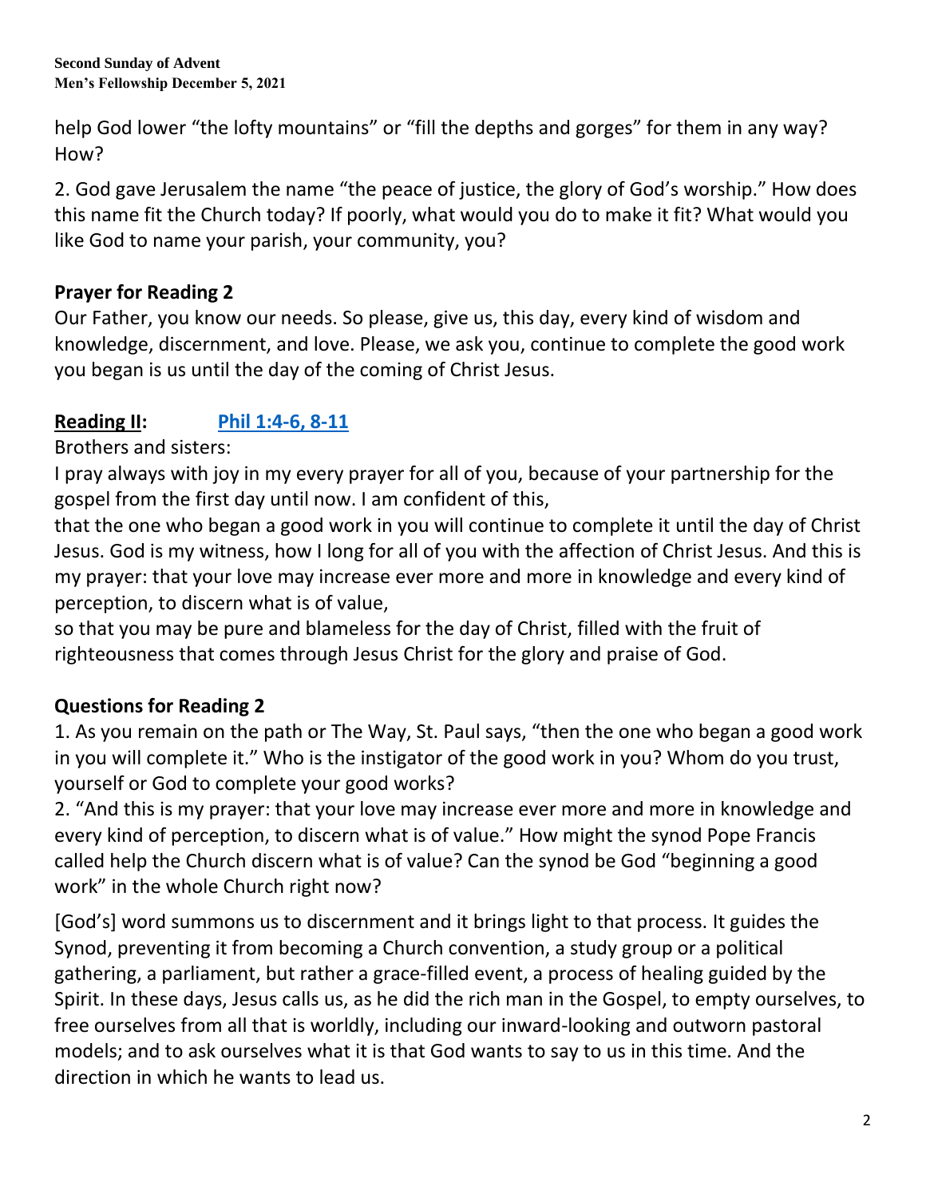help God lower “the lofty mountains” or “fill the depths and gorges” for them in any way? How?

2. God gave Jerusalem the name “the peace of justice, the glory of God’s worship.” How does this name fit the Church today? If poorly, what would you do to make it fit? What would you like God to name your parish, your community, you?

**Prayer for Reading 2**

Our Father, you know our needs. So please, give us, this day, every kind of wisdom and knowledge, discernment, and love. Please, we ask you, continue to complete the good work you began is us until the day of the coming of Christ Jesus.

**Reading II:** **Phil 1:4-6, 8-11**

Brothers and sisters:

I pray always with joy in my every prayer for all of you, because of your partnership for the gospel from the first day until now. I am confident of this,

that the one who began a good work in you will continue to complete it until the day of Christ Jesus. God is my witness, how I long for all of you with the affection of Christ Jesus. And this is my prayer: that your love may increase ever more and more in knowledge and every kind of perception, to discern what is of value,

so that you may be pure and blameless for the day of Christ, filled with the fruit of righteousness that comes through Jesus Christ for the glory and praise of God.

**Questions for Reading 2**

1. As you remain on the path or The Way, St. Paul says, “then the one who began a good work in you will complete it.” Who is the instigator of the good work in you? Whom do you trust, yourself or God to complete your good works?
2. “And this is my prayer: that your love may increase ever more and more in knowledge and every kind of perception, to discern what is of value.” How might the synod Pope Francis called help the Church discern what is of value? Can the synod be God “beginning a good work” in the whole Church right now?

[God’s] word summons us to discernment and it brings light to that process. It guides the Synod, preventing it from becoming a Church convention, a study group or a political gathering, a parliament, but rather a grace-filled event, a process of healing guided by the Spirit. In these days, Jesus calls us, as he did the rich man in the Gospel, to empty ourselves, to free ourselves from all that is worldly, including our inward-looking and outworn pastoral models; and to ask ourselves what it is that God wants to say to us in this time. And the direction in which he wants to lead us.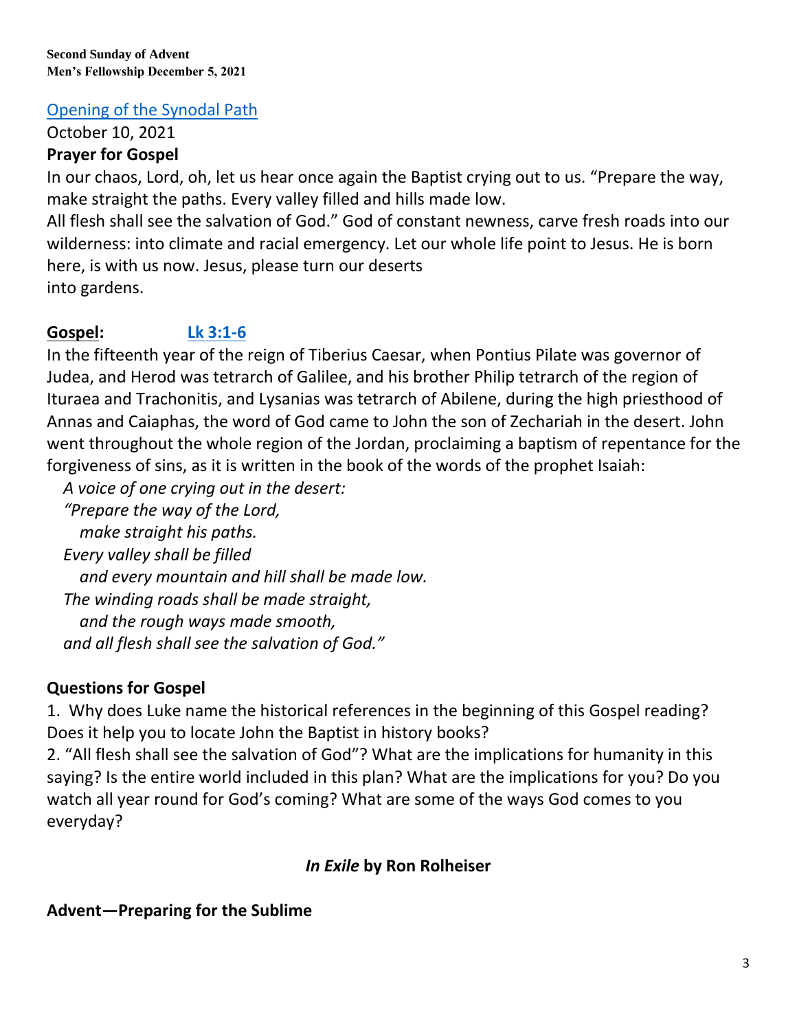**Second Sunday of Advent**
**Men's Fellowship December 5, 2021**

[Opening of the Synodal Path]
October 10, 2021

**Prayer for Gospel**

In our chaos, Lord, oh, let us hear once again the Baptist crying out to us. "Prepare the way, make straight the paths. Every valley filled and hills made low.
All flesh shall see the salvation of God." God of constant newness, carve fresh roads into our wilderness: into climate and racial emergency. Let our whole life point to Jesus. He is born here, is with us now. Jesus, please turn our deserts
into gardens.

**Gospel:** **Lk 3:1-6**

In the fifteenth year of the reign of Tiberius Caesar, when Pontius Pilate was governor of Judea, and Herod was tetrarch of Galilee, and his brother Philip tetrarch of the region of Ituraea and Trachonitis, and Lysanias was tetrarch of Abilene, during the high priesthood of Annas and Caiaphas, the word of God came to John the son of Zechariah in the desert. John went throughout the whole region of the Jordan, proclaiming a baptism of repentance for the forgiveness of sins, as it is written in the book of the words of the prophet Isaiah:

*A voice of one crying out in the desert:*
*"Prepare the way of the Lord,*
*make straight his paths.*
*Every valley shall be filled*
*and every mountain and hill shall be made low.*
*The winding roads shall be made straight,*
*and the rough ways made smooth,*
*and all flesh shall see the salvation of God."*

**Questions for Gospel**

1. Why does Luke name the historical references in the beginning of this Gospel reading? Does it help you to locate John the Baptist in history books?
2. "All flesh shall see the salvation of God"? What are the implications for humanity in this saying? Is the entire world included in this plan? What are the implications for you? Do you watch all year round for God's coming? What are some of the ways God comes to you everyday?

***In Exile* by Ron Rolheiser**

**Advent—Preparing for the Sublime**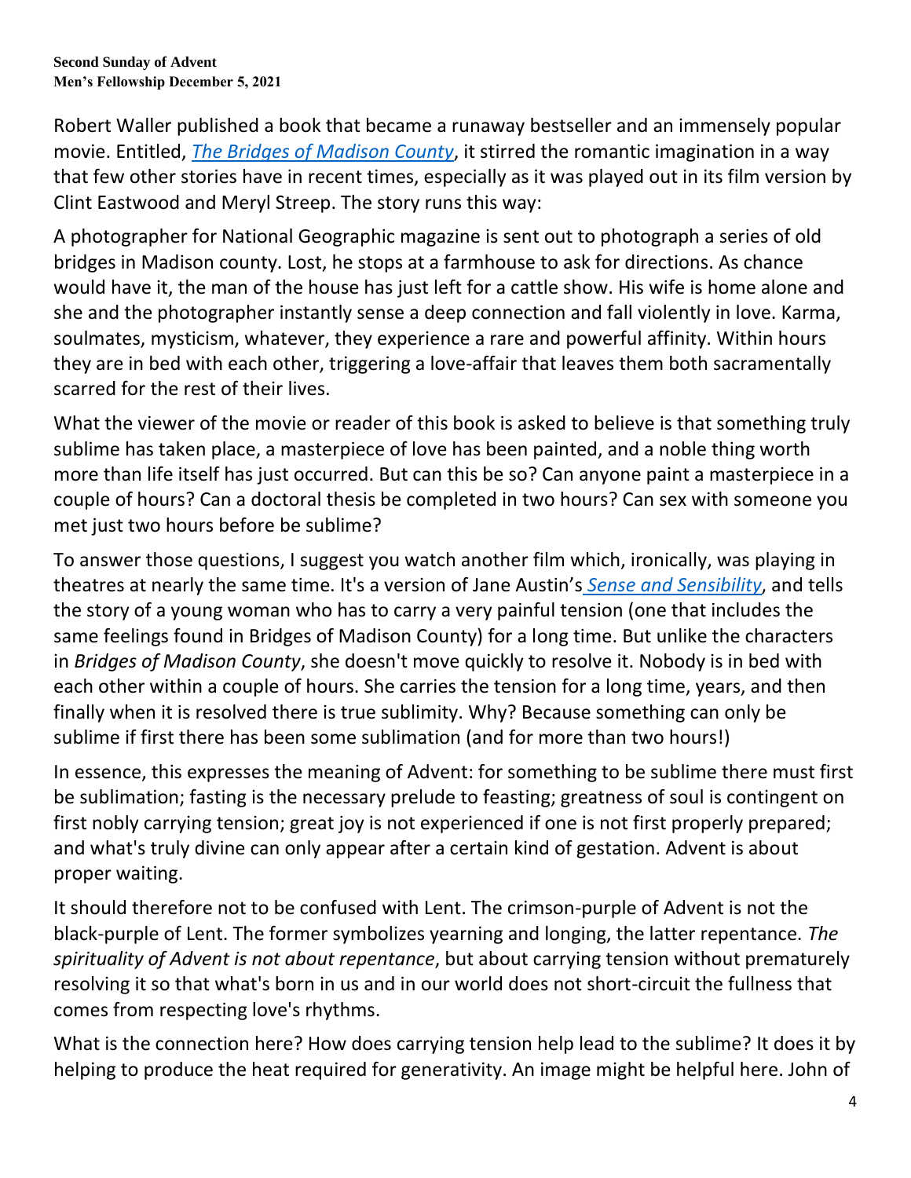**Second Sunday of Advent**
**Men's Fellowship December 5, 2021**

Robert Waller published a book that became a runaway bestseller and an immensely popular movie. Entitled, *The Bridges of Madison County*, it stirred the romantic imagination in a way that few other stories have in recent times, especially as it was played out in its film version by Clint Eastwood and Meryl Streep. The story runs this way:

A photographer for National Geographic magazine is sent out to photograph a series of old bridges in Madison county. Lost, he stops at a farmhouse to ask for directions. As chance would have it, the man of the house has just left for a cattle show. His wife is home alone and she and the photographer instantly sense a deep connection and fall violently in love. Karma, soulmates, mysticism, whatever, they experience a rare and powerful affinity. Within hours they are in bed with each other, triggering a love-affair that leaves them both sacramentally scarred for the rest of their lives.

What the viewer of the movie or reader of this book is asked to believe is that something truly sublime has taken place, a masterpiece of love has been painted, and a noble thing worth more than life itself has just occurred. But can this be so? Can anyone paint a masterpiece in a couple of hours? Can a doctoral thesis be completed in two hours? Can sex with someone you met just two hours before be sublime?

To answer those questions, I suggest you watch another film which, ironically, was playing in theatres at nearly the same time. It's a version of Jane Austin's *Sense and Sensibility*, and tells the story of a young woman who has to carry a very painful tension (one that includes the same feelings found in Bridges of Madison County) for a long time. But unlike the characters in *Bridges of Madison County*, she doesn't move quickly to resolve it. Nobody is in bed with each other within a couple of hours. She carries the tension for a long time, years, and then finally when it is resolved there is true sublimity. Why? Because something can only be sublime if first there has been some sublimation (and for more than two hours!)

In essence, this expresses the meaning of Advent: for something to be sublime there must first be sublimation; fasting is the necessary prelude to feasting; greatness of soul is contingent on first nobly carrying tension; great joy is not experienced if one is not first properly prepared; and what's truly divine can only appear after a certain kind of gestation. Advent is about proper waiting.

It should therefore not to be confused with Lent. The crimson-purple of Advent is not the black-purple of Lent. The former symbolizes yearning and longing, the latter repentance. *The spirituality of Advent is not about repentance*, but about carrying tension without prematurely resolving it so that what's born in us and in our world does not short-circuit the fullness that comes from respecting love's rhythms.

What is the connection here? How does carrying tension help lead to the sublime? It does it by helping to produce the heat required for generativity. An image might be helpful here. John of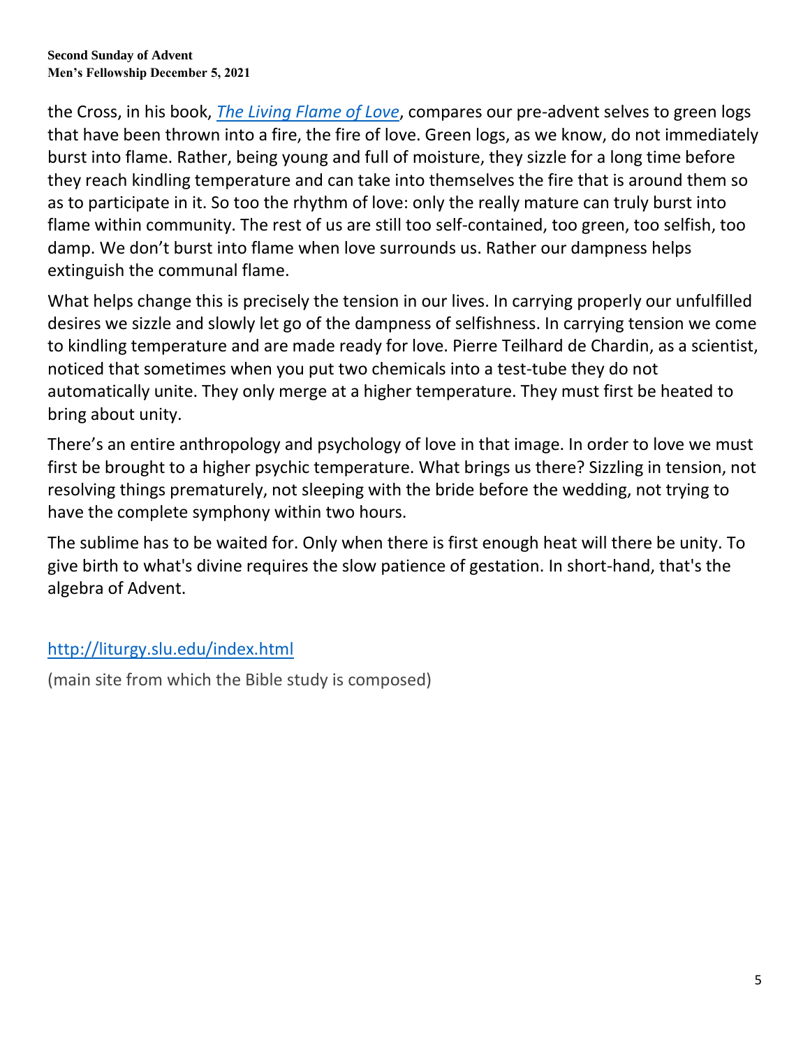the Cross, in his book, *The Living Flame of Love*, compares our pre-advent selves to green logs that have been thrown into a fire, the fire of love. Green logs, as we know, do not immediately burst into flame. Rather, being young and full of moisture, they sizzle for a long time before they reach kindling temperature and can take into themselves the fire that is around them so as to participate in it. So too the rhythm of love: only the really mature can truly burst into flame within community. The rest of us are still too self-contained, too green, too selfish, too damp. We don't burst into flame when love surrounds us. Rather our dampness helps extinguish the communal flame.

What helps change this is precisely the tension in our lives. In carrying properly our unfulfilled desires we sizzle and slowly let go of the dampness of selfishness. In carrying tension we come to kindling temperature and are made ready for love. Pierre Teilhard de Chardin, as a scientist, noticed that sometimes when you put two chemicals into a test-tube they do not automatically unite. They only merge at a higher temperature. They must first be heated to bring about unity.

There's an entire anthropology and psychology of love in that image. In order to love we must first be brought to a higher psychic temperature. What brings us there? Sizzling in tension, not resolving things prematurely, not sleeping with the bride before the wedding, not trying to have the complete symphony within two hours.

The sublime has to be waited for. Only when there is first enough heat will there be unity. To give birth to what's divine requires the slow patience of gestation. In short-hand, that's the algebra of Advent.

http://liturgy.slu.edu/index.html

(main site from which the Bible study is composed)